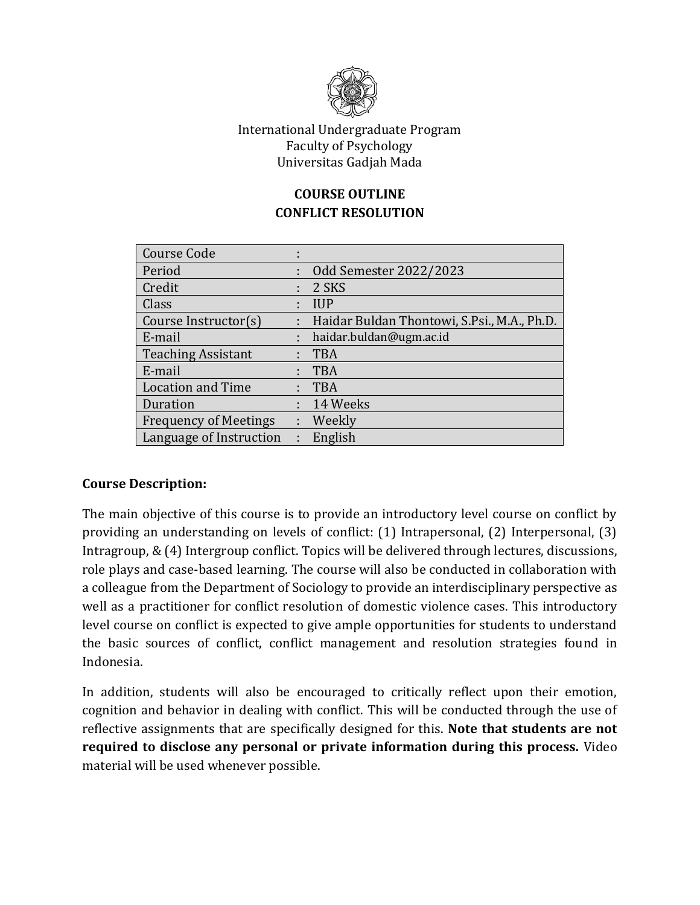International Undergraduate Program
Faculty of Psychology
Universitas Gadjah Mada

# COURSE OUTLINE
# CONFLICT RESOLUTION

| Course Code | : | |
|---|---|---|
| Period | : | Odd Semester 2022/2023 |
| Credit | : | 2 SKS |
| Class | : | IUP |
| Course Instructor(s) | : | Haidar Buldan Thontowi, S.Psi., M.A., Ph.D. |
| E-mail | : | haidar.buldan@ugm.ac.id |
| Teaching Assistant | : | TBA |
| E-mail | : | TBA |
| Location and Time | : | TBA |
| Duration | : | 14 Weeks |
| Frequency of Meetings | : | Weekly |
| Language of Instruction | : | English |

**Course Description:**

The main objective of this course is to provide an introductory level course on conflict by providing an understanding on levels of conflict: (1) Intrapersonal, (2) Interpersonal, (3) Intragroup, & (4) Intergroup conflict. Topics will be delivered through lectures, discussions, role plays and case-based learning. The course will also be conducted in collaboration with a colleague from the Department of Sociology to provide an interdisciplinary perspective as well as a practitioner for conflict resolution of domestic violence cases. This introductory level course on conflict is expected to give ample opportunities for students to understand the basic sources of conflict, conflict management and resolution strategies found in Indonesia.

In addition, students will also be encouraged to critically reflect upon their emotion, cognition and behavior in dealing with conflict. This will be conducted through the use of reflective assignments that are specifically designed for this. **Note that students are not required to disclose any personal or private information during this process.** Video material will be used whenever possible.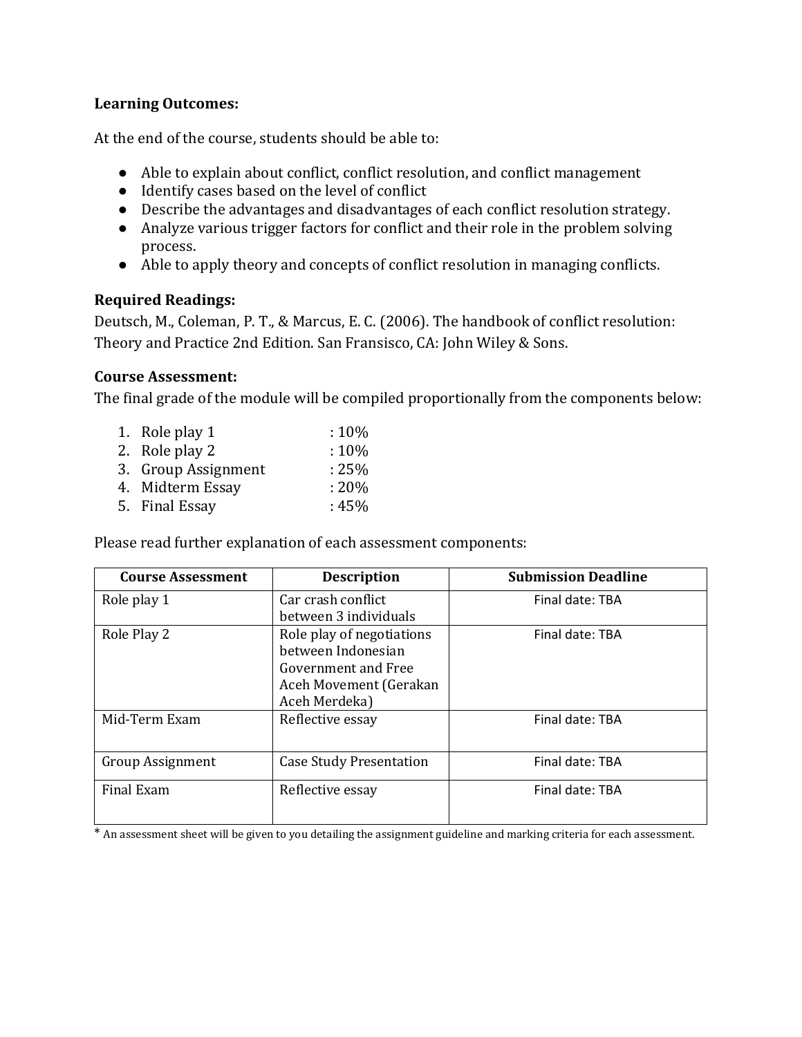**Learning Outcomes:**

At the end of the course, students should be able to:

- Able to explain about conflict, conflict resolution, and conflict management
- Identify cases based on the level of conflict
- Describe the advantages and disadvantages of each conflict resolution strategy.
- Analyze various trigger factors for conflict and their role in the problem solving process.
- Able to apply theory and concepts of conflict resolution in managing conflicts.

**Required Readings:**

Deutsch, M., Coleman, P. T., & Marcus, E. C. (2006). The handbook of conflict resolution: Theory and Practice 2nd Edition. San Fransisco, CA: John Wiley & Sons.

**Course Assessment:**

The final grade of the module will be compiled proportionally from the components below:

1. Role play 1 : 10%
2. Role play 2 : 10%
3. Group Assignment : 25%
4. Midterm Essay : 20%
5. Final Essay : 45%

Please read further explanation of each assessment components:

| Course Assessment | Description | Submission Deadline |
| --- | --- | --- |
| Role play 1 | Car crash conflict between 3 individuals | Final date: TBA |
| Role Play 2 | Role play of negotiations between Indonesian Government and Free Aceh Movement (Gerakan Aceh Merdeka) | Final date: TBA |
| Mid-Term Exam | Reflective essay | Final date: TBA |
| Group Assignment | Case Study Presentation | Final date: TBA |
| Final Exam | Reflective essay | Final date: TBA |

* An assessment sheet will be given to you detailing the assignment guideline and marking criteria for each assessment.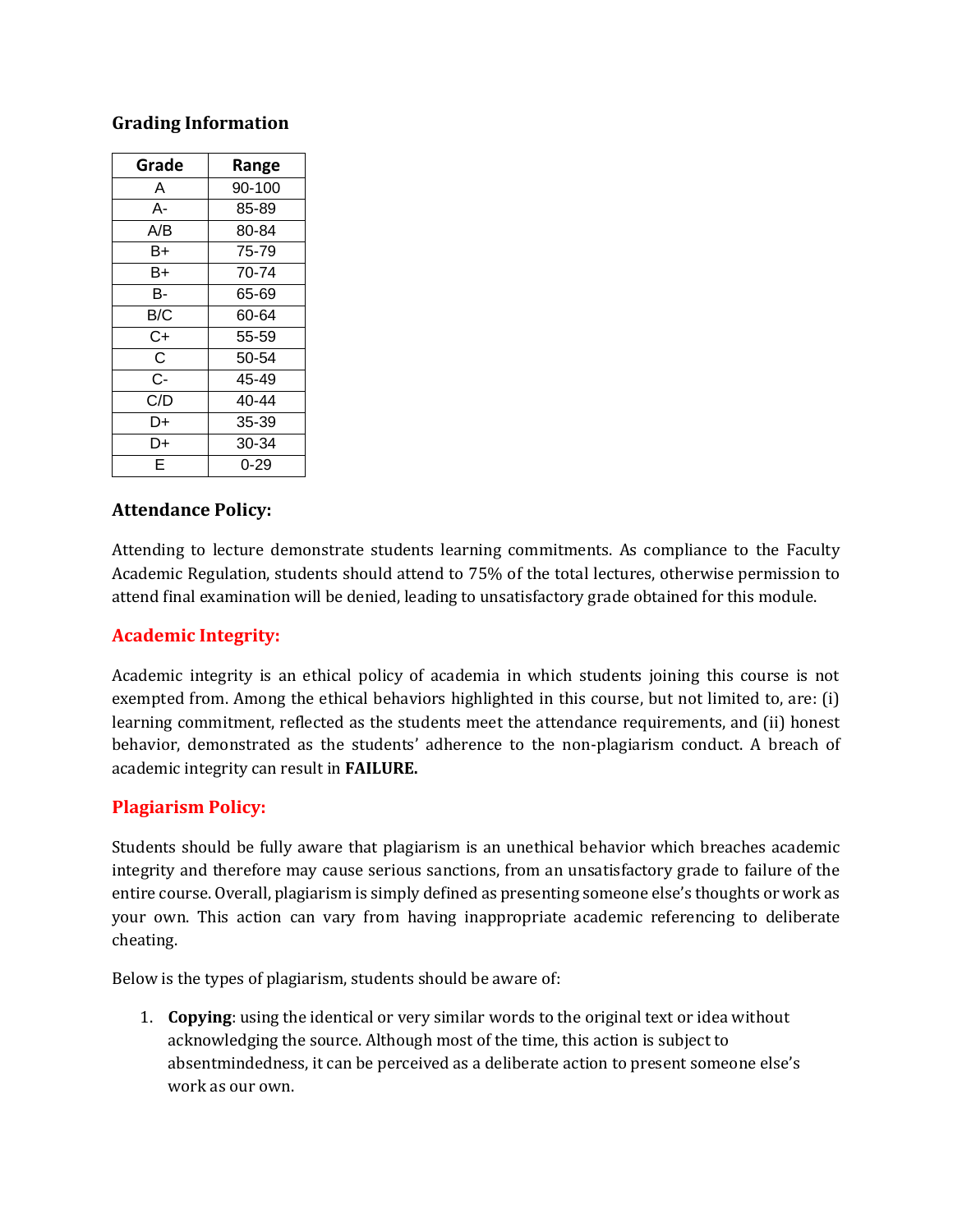### Grading Information

| Grade | Range |
|---|---|
| A | 90-100 |
| A- | 85-89 |
| A/B | 80-84 |
| B+ | 75-79 |
| B+ | 70-74 |
| B- | 65-69 |
| B/C | 60-64 |
| C+ | 55-59 |
| C | 50-54 |
| C- | 45-49 |
| C/D | 40-44 |
| D+ | 35-39 |
| D+ | 30-34 |
| E | 0-29 |

### Attendance Policy:

Attending to lecture demonstrate students learning commitments. As compliance to the Faculty Academic Regulation, students should attend to 75% of the total lectures, otherwise permission to attend final examination will be denied, leading to unsatisfactory grade obtained for this module.

### Academic Integrity:

Academic integrity is an ethical policy of academia in which students joining this course is not exempted from. Among the ethical behaviors highlighted in this course, but not limited to, are: (i) learning commitment, reflected as the students meet the attendance requirements, and (ii) honest behavior, demonstrated as the students' adherence to the non-plagiarism conduct. A breach of academic integrity can result in **FAILURE.**

### Plagiarism Policy:

Students should be fully aware that plagiarism is an unethical behavior which breaches academic integrity and therefore may cause serious sanctions, from an unsatisfactory grade to failure of the entire course. Overall, plagiarism is simply defined as presenting someone else's thoughts or work as your own. This action can vary from having inappropriate academic referencing to deliberate cheating.

Below is the types of plagiarism, students should be aware of:

1. **Copying**: using the identical or very similar words to the original text or idea without acknowledging the source. Although most of the time, this action is subject to absentmindedness, it can be perceived as a deliberate action to present someone else's work as our own.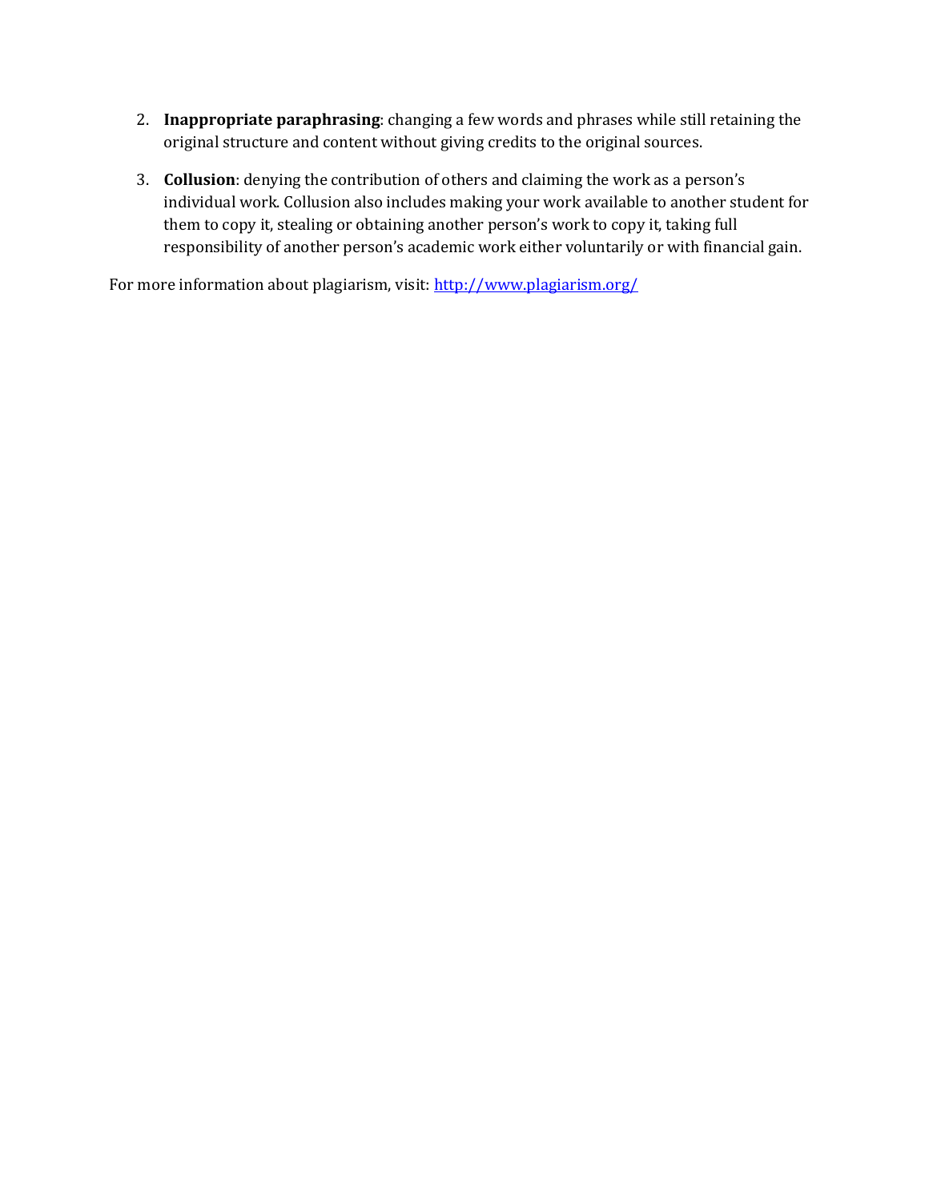2. **Inappropriate paraphrasing**: changing a few words and phrases while still retaining the original structure and content without giving credits to the original sources.

3. **Collusion**: denying the contribution of others and claiming the work as a person's individual work. Collusion also includes making your work available to another student for them to copy it, stealing or obtaining another person's work to copy it, taking full responsibility of another person's academic work either voluntarily or with financial gain.

For more information about plagiarism, visit: [http://www.plagiarism.org/](http://www.plagiarism.org/)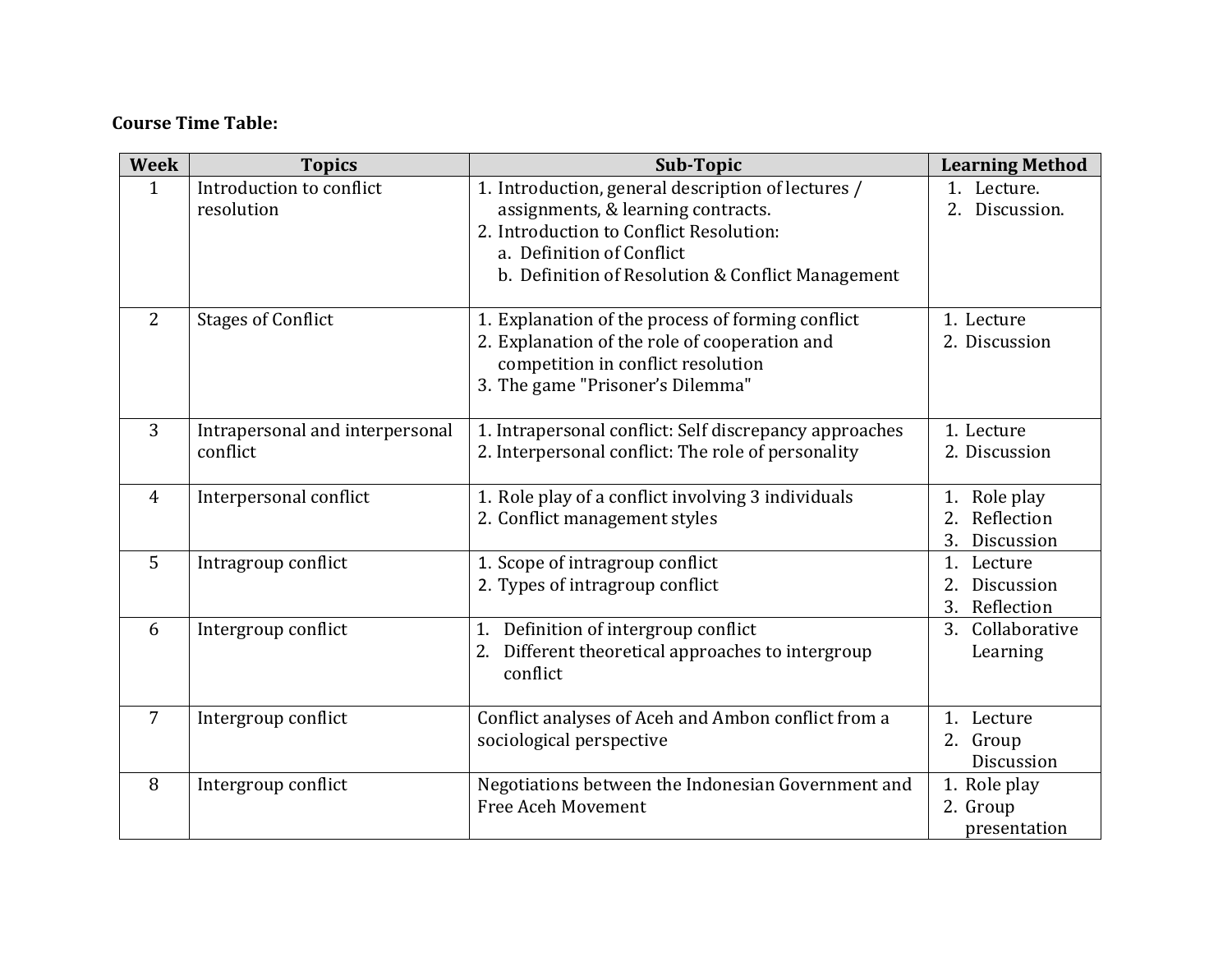**Course Time Table:**

| Week | Topics | Sub-Topic | Learning Method |
|---|---|---|---|
| 1 | Introduction to conflict resolution | 1. Introduction, general description of lectures / assignments, & learning contracts.<br>2. Introduction to Conflict Resolution:<br>a. Definition of Conflict<br>b. Definition of Resolution & Conflict Management | 1. Lecture.<br>2. Discussion. |
| 2 | Stages of Conflict | 1. Explanation of the process of forming conflict<br>2. Explanation of the role of cooperation and competition in conflict resolution<br>3. The game "Prisoner's Dilemma" | 1. Lecture<br>2. Discussion |
| 3 | Intrapersonal and interpersonal conflict | 1. Intrapersonal conflict: Self discrepancy approaches<br>2. Interpersonal conflict: The role of personality | 1. Lecture<br>2. Discussion |
| 4 | Interpersonal conflict | 1. Role play of a conflict involving 3 individuals<br>2. Conflict management styles | 1. Role play<br>2. Reflection<br>3. Discussion |
| 5 | Intragroup conflict | 1. Scope of intragroup conflict<br>2. Types of intragroup conflict | 1. Lecture<br>2. Discussion<br>3. Reflection |
| 6 | Intergroup conflict | 1. Definition of intergroup conflict<br>2. Different theoretical approaches to intergroup conflict | 3. Collaborative Learning |
| 7 | Intergroup conflict | Conflict analyses of Aceh and Ambon conflict from a sociological perspective | 1. Lecture<br>2. Group Discussion |
| 8 | Intergroup conflict | Negotiations between the Indonesian Government and Free Aceh Movement | 1. Role play<br>2. Group presentation |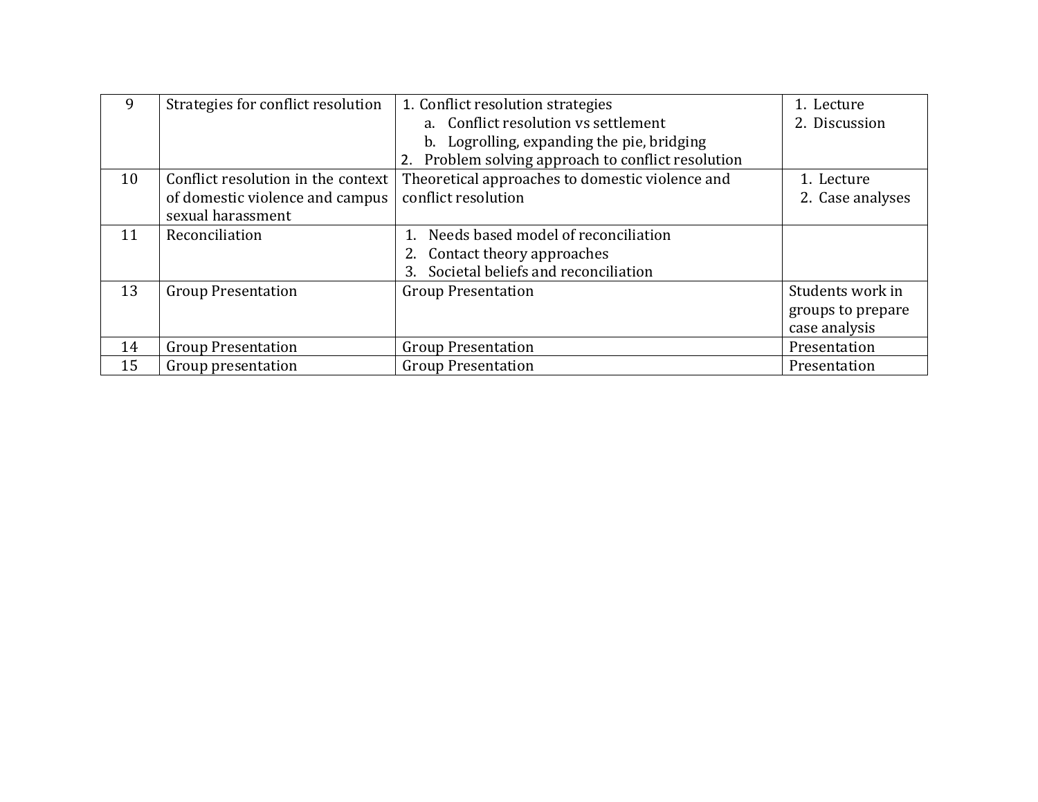| | | | |
|---|---|---|---|
| 9 | Strategies for conflict resolution | 1. Conflict resolution strategies<br>a. Conflict resolution vs settlement<br>b. Logrolling, expanding the pie, bridging<br>2. Problem solving approach to conflict resolution | 1. Lecture<br>2. Discussion |
| 10 | Conflict resolution in the context of domestic violence and campus sexual harassment | Theoretical approaches to domestic violence and conflict resolution | 1. Lecture<br>2. Case analyses |
| 11 | Reconciliation | 1. Needs based model of reconciliation<br>2. Contact theory approaches<br>3. Societal beliefs and reconciliation | |
| 13 | Group Presentation | Group Presentation | Students work in groups to prepare case analysis |
| 14 | Group Presentation | Group Presentation | Presentation |
| 15 | Group presentation | Group Presentation | Presentation |